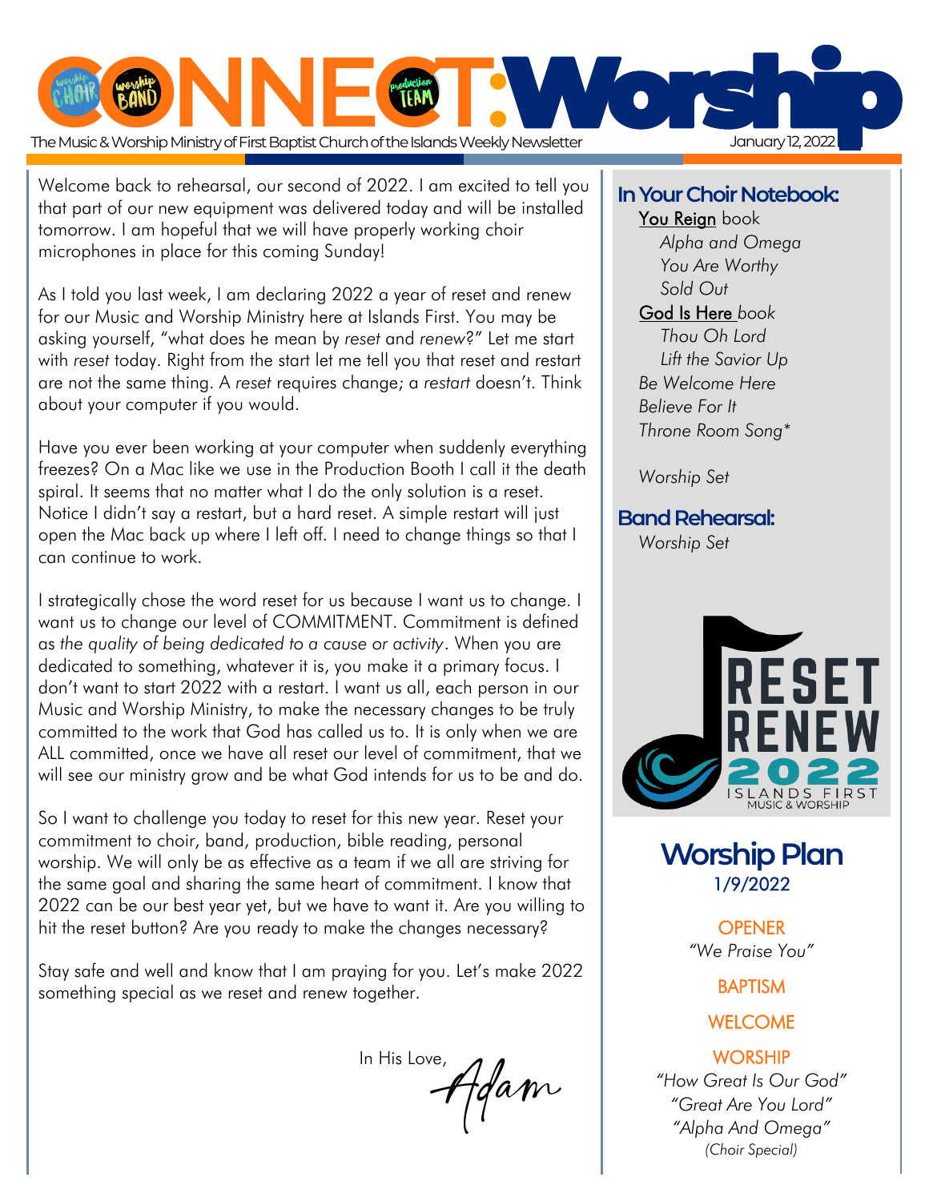# CONNECT:Worship

The Music & Worship Ministry of First Baptist Church of the Islands Weekly Newsletter — January 12, 2022

Welcome back to rehearsal, our second of 2022. I am excited to tell you that part of our new equipment was delivered today and will be installed tomorrow. I am hopeful that we will have properly working choir microphones in place for this coming Sunday!

As I told you last week, I am declaring 2022 a year of reset and renew for our Music and Worship Ministry here at Islands First. You may be asking yourself, "what does he mean by *reset* and *renew*?" Let me start with *reset* today. Right from the start let me tell you that reset and restart are not the same thing. A *reset* requires change; a *restart* doesn't. Think about your computer if you would.

Have you ever been working at your computer when suddenly everything freezes? On a Mac like we use in the Production Booth I call it the death spiral. It seems that no matter what I do the only solution is a reset. Notice I didn't say a restart, but a hard reset. A simple restart will just open the Mac back up where I left off. I need to change things so that I can continue to work.

I strategically chose the word reset for us because I want us to change. I want us to change our level of COMMITMENT. Commitment is defined as *the quality of being dedicated to a cause or activity*. When you are dedicated to something, whatever it is, you make it a primary focus. I don't want to start 2022 with a restart. I want us all, each person in our Music and Worship Ministry, to make the necessary changes to be truly committed to the work that God has called us to. It is only when we are ALL committed, once we have all reset our level of commitment, that we will see our ministry grow and be what God intends for us to be and do.

So I want to challenge you today to reset for this new year. Reset your commitment to choir, band, production, bible reading, personal worship. We will only be as effective as a team if we all are striving for the same goal and sharing the same heart of commitment. I know that 2022 can be our best year yet, but we have to want it. Are you willing to hit the reset button? Are you ready to make the changes necessary?

Stay safe and well and know that I am praying for you. Let's make 2022 something special as we reset and renew together.

In His Love,
Adam

## In Your Choir Notebook:

<u>You Reign</u> book
- *Alpha and Omega*
- *You Are Worthy*
- *Sold Out*

<u>God Is Here</u> book
- *Thou Oh Lord*
- *Lift the Savior Up*

*Be Welcome Here*
*Believe For It*
*Throne Room Song**

*Worship Set*

## Band Rehearsal:

*Worship Set*

RESET RENEW 2022 — ISLANDS FIRST MUSIC & WORSHIP

## Worship Plan
1/9/2022

OPENER
*"We Praise You"*

BAPTISM

WELCOME

WORSHIP
*"How Great Is Our God"*
*"Great Are You Lord"*
*"Alpha And Omega"*
*(Choir Special)*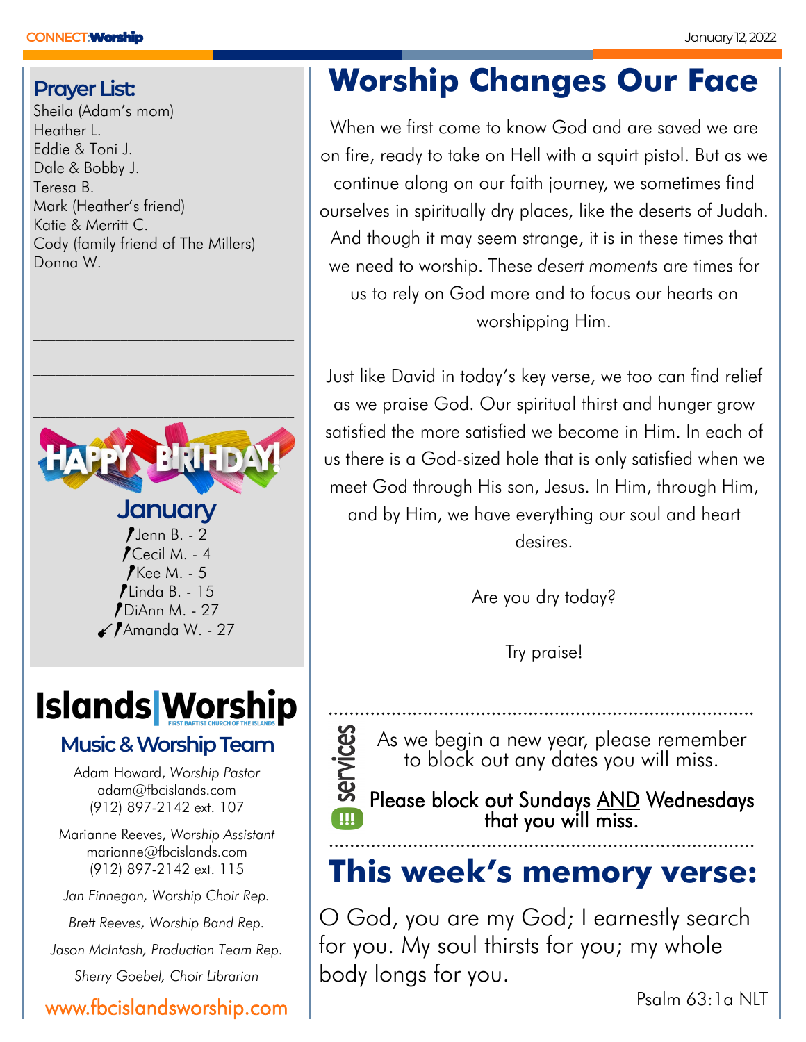## Prayer List:

Sheila (Adam's mom)
Heather L.
Eddie & Toni J.
Dale & Bobby J.
Teresa B.
Mark (Heather's friend)
Katie & Merritt C.
Cody (family friend of The Millers)
Donna W.

_______________________________

_______________________________

_______________________________

_______________________________

HAPPY BIRTHDAY!

### January

Jenn B. - 2
Cecil M. - 4
Kee M. - 5
Linda B. - 15
DiAnn M. - 27
Amanda W. - 27

## Islands|Worship

FIRST BAPTIST CHURCH OF THE ISLANDS

### Music & Worship Team

Adam Howard, *Worship Pastor*
adam@fbcislands.com
(912) 897-2142 ext. 107

Marianne Reeves, *Worship Assistant*
marianne@fbcislands.com
(912) 897-2142 ext. 115

*Jan Finnegan, Worship Choir Rep.*

*Brett Reeves, Worship Band Rep.*

*Jason McIntosh, Production Team Rep.*

*Sherry Goebel, Choir Librarian*

www.fbcislandsworship.com

# Worship Changes Our Face

When we first come to know God and are saved we are on fire, ready to take on Hell with a squirt pistol. But as we continue along on our faith journey, we sometimes find ourselves in spiritually dry places, like the deserts of Judah. And though it may seem strange, it is in these times that we need to worship. These *desert moments* are times for us to rely on God more and to focus our hearts on worshipping Him.

Just like David in today's key verse, we too can find relief as we praise God. Our spiritual thirst and hunger grow satisfied the more satisfied we become in Him. In each of us there is a God-sized hole that is only satisfied when we meet God through His son, Jesus. In Him, through Him, and by Him, we have everything our soul and heart desires.

Are you dry today?

Try praise!

---

services !!!

As we begin a new year, please remember to block out any dates you will miss.

Please block out Sundays AND Wednesdays that you will miss.

---

# This week's memory verse:

O God, you are my God; I earnestly search for you. My soul thirsts for you; my whole body longs for you.

Psalm 63:1a NLT